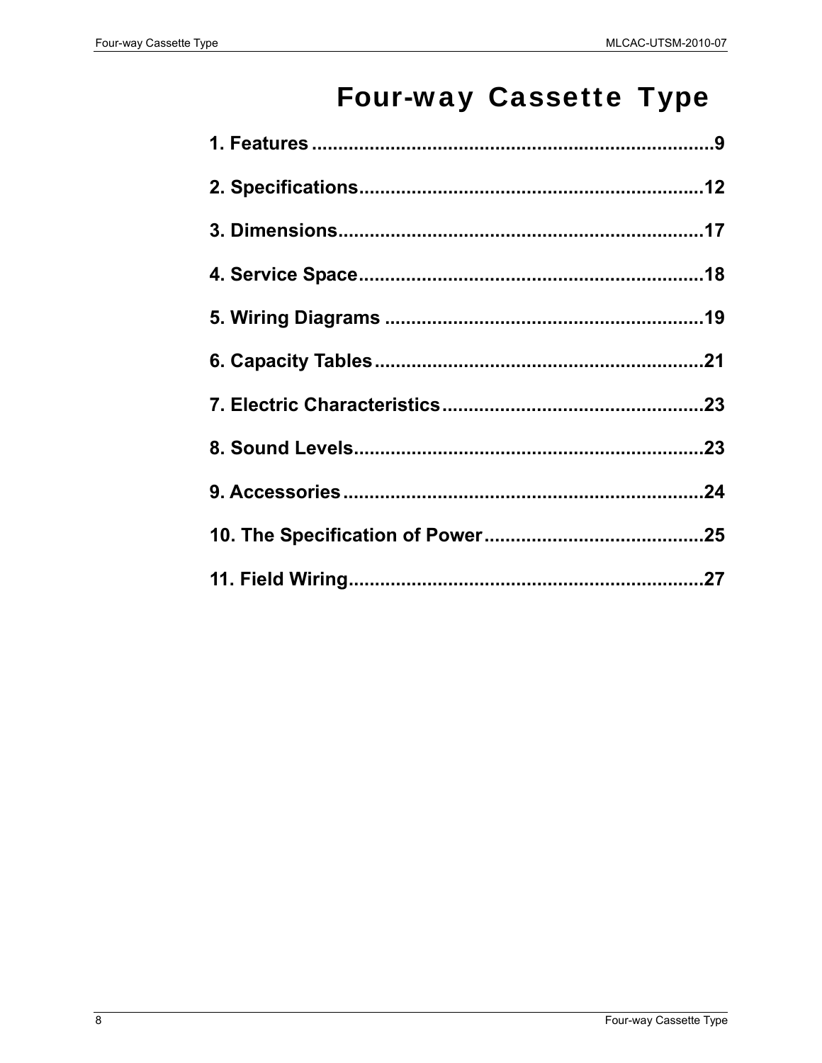# Four-way Cassette Type

**1. Features** .......................................................................... **9**

**2. Specifications** ................................................................ **12**

**3. Dimensions** .................................................................... **17**

**4. Service Space** ................................................................ **18**

**5. Wiring Diagrams** ........................................................... **19**

**6. Capacity Tables** ............................................................. **21**

**7. Electric Characteristics** ................................................ **23**

**8. Sound Levels** ................................................................. **23**

**9. Accessories** ................................................................... **24**

**10. The Specification of Power** ........................................ **25**

**11. Field Wiring** .................................................................. **27**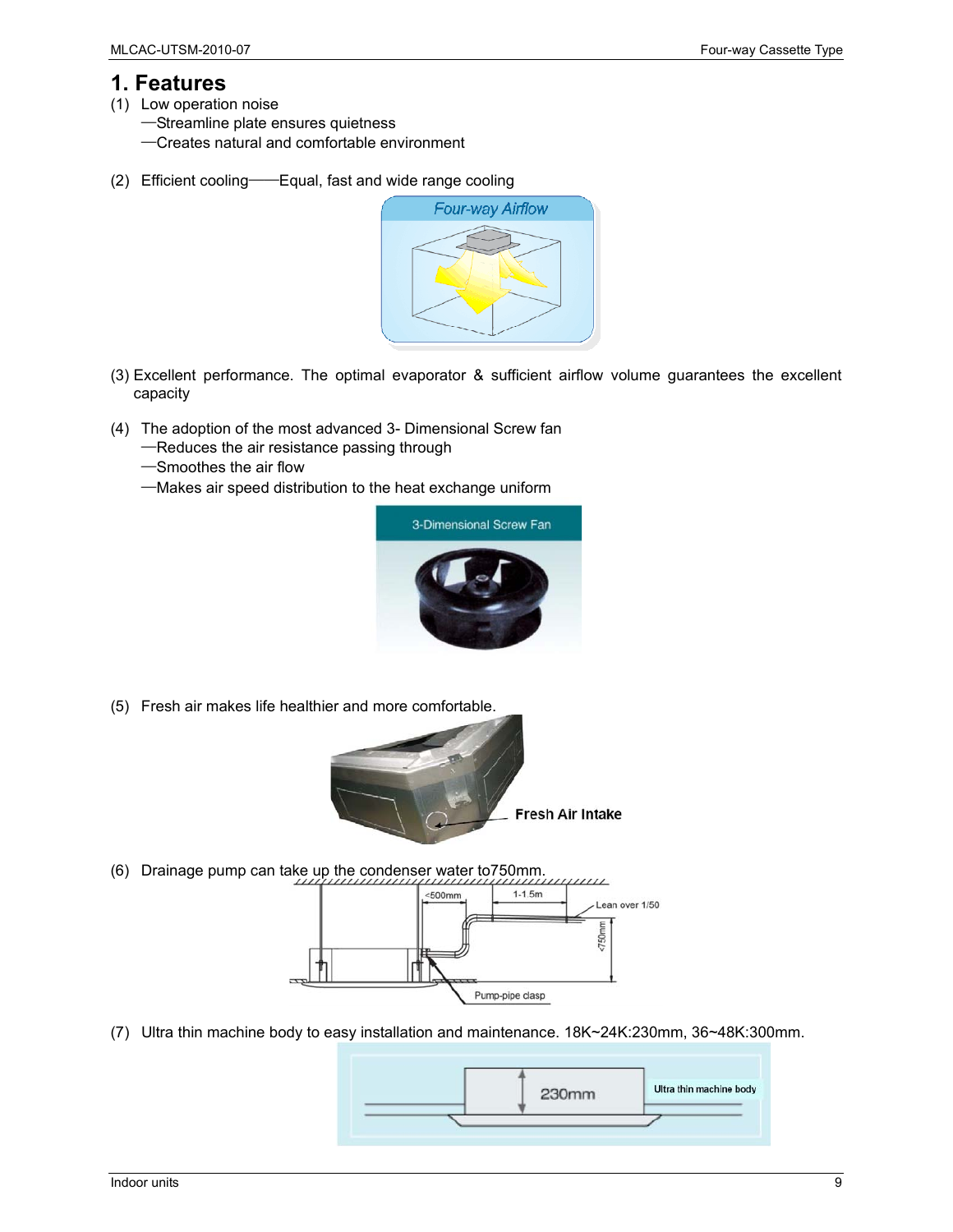# 1. Features

(1) Low operation noise

—Streamline plate ensures quietness

—Creates natural and comfortable environment

(2) Efficient cooling——Equal, fast and wide range cooling

(3) Excellent performance. The optimal evaporator & sufficient airflow volume guarantees the excellent capacity

(4) The adoption of the most advanced 3- Dimensional Screw fan

—Reduces the air resistance passing through

—Smoothes the air flow

—Makes air speed distribution to the heat exchange uniform

(5) Fresh air makes life healthier and more comfortable.

(6) Drainage pump can take up the condenser water to750mm.

(7) Ultra thin machine body to easy installation and maintenance. 18K~24K:230mm, 36~48K:300mm.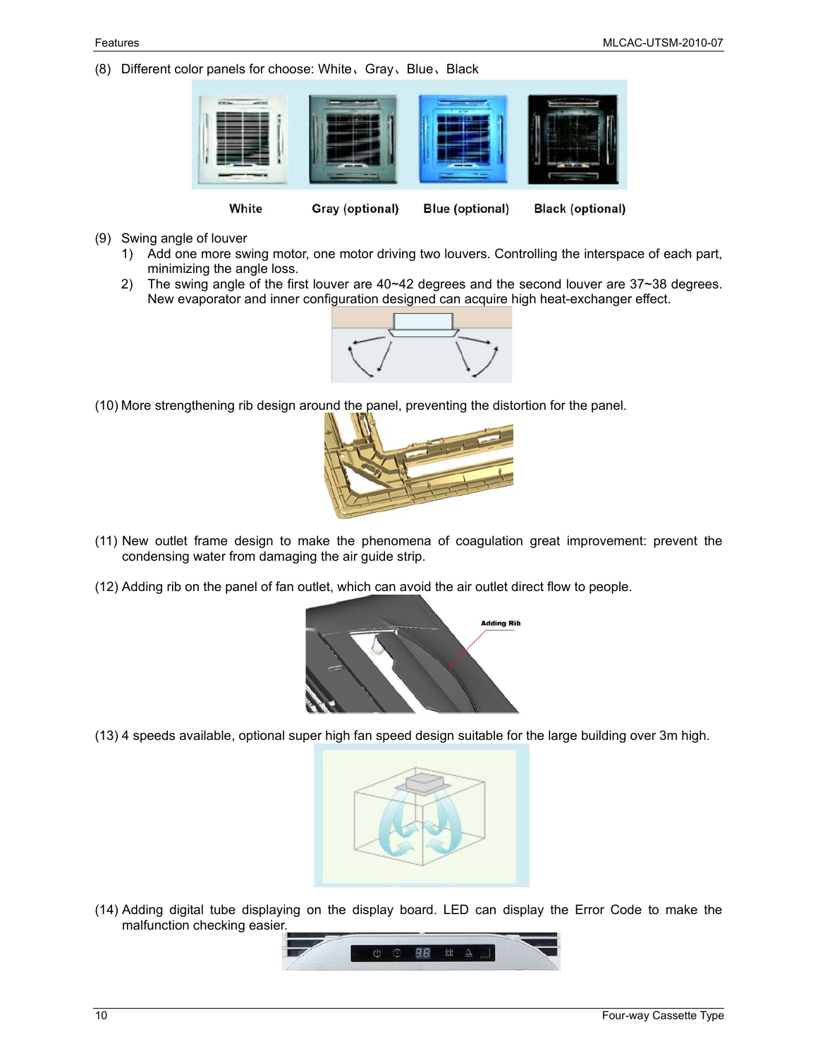(8) Different color panels for choose: White、Gray、Blue、Black

White　　Gray (optional)　　Blue (optional)　　Black (optional)

(9) Swing angle of louver
   1) Add one more swing motor, one motor driving two louvers. Controlling the interspace of each part, minimizing the angle loss.
   2) The swing angle of the first louver are 40~42 degrees and the second louver are 37~38 degrees. New evaporator and inner configuration designed can acquire high heat-exchanger effect.

(10) More strengthening rib design around the panel, preventing the distortion for the panel.

(11) New outlet frame design to make the phenomena of coagulation great improvement: prevent the condensing water from damaging the air guide strip.

(12) Adding rib on the panel of fan outlet, which can avoid the air outlet direct flow to people.

Adding Rib

(13) 4 speeds available, optional super high fan speed design suitable for the large building over 3m high.

(14) Adding digital tube displaying on the display board. LED can display the Error Code to make the malfunction checking easier.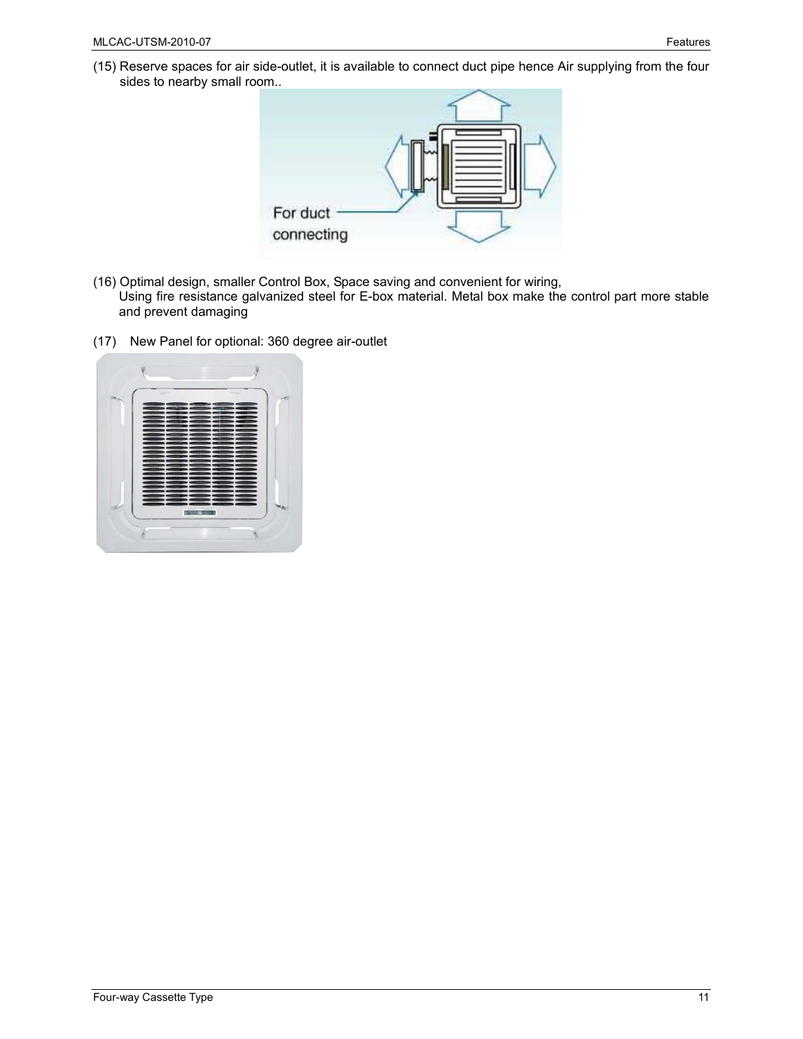(15) Reserve spaces for air side-outlet, it is available to connect duct pipe hence Air supplying from the four sides to nearby small room..

(16) Optimal design, smaller Control Box, Space saving and convenient for wiring,
Using fire resistance galvanized steel for E-box material. Metal box make the control part more stable and prevent damaging

(17) New Panel for optional: 360 degree air-outlet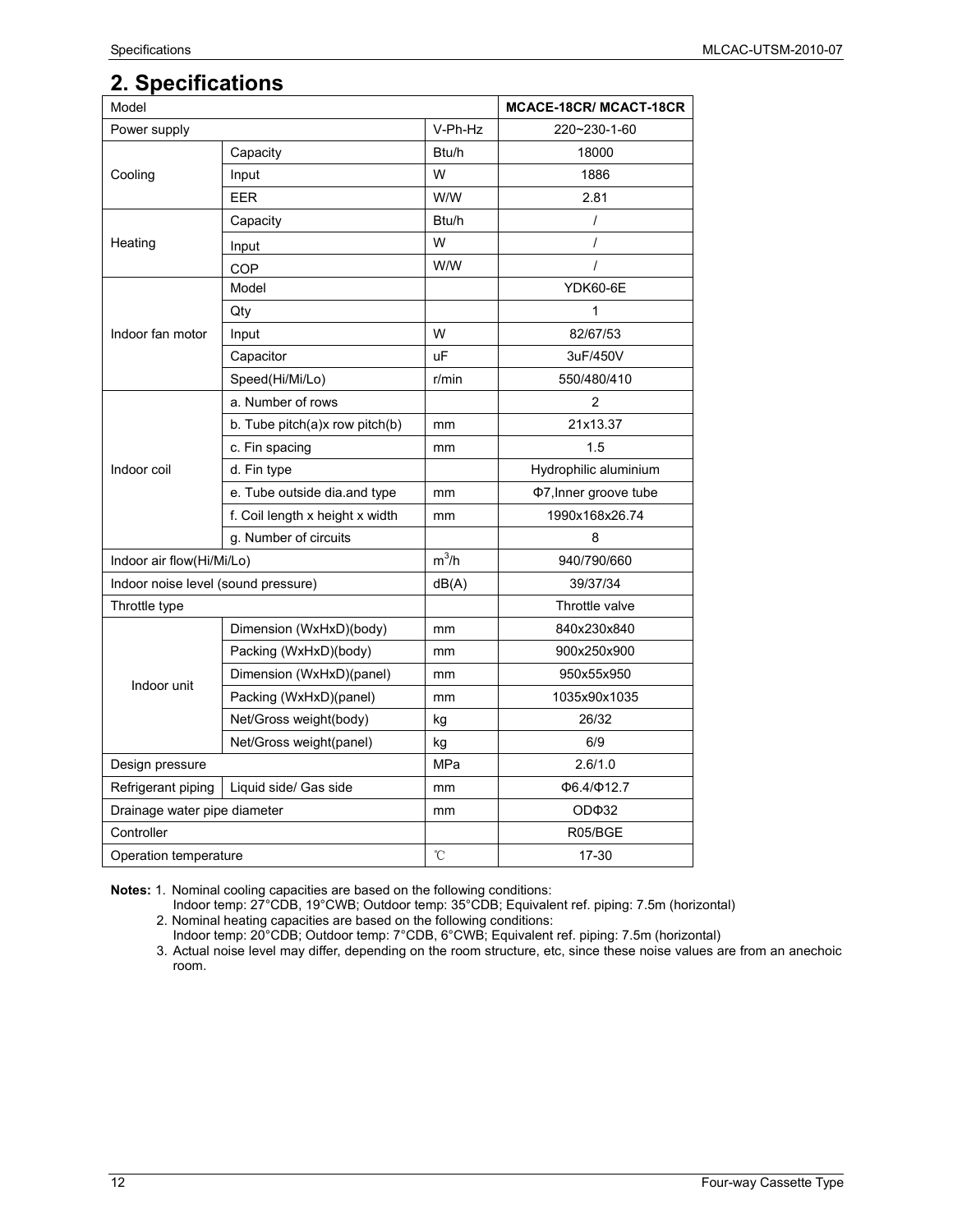## 2. Specifications

| Model | | | MCACE-18CR/ MCACT-18CR |
|---|---|---|---|
| Power supply | | V-Ph-Hz | 220~230-1-60 |
| Cooling | Capacity | Btu/h | 18000 |
| | Input | W | 1886 |
| | EER | W/W | 2.81 |
| Heating | Capacity | Btu/h | / |
| | Input | W | / |
| | COP | W/W | / |
| Indoor fan motor | Model | | YDK60-6E |
| | Qty | | 1 |
| | Input | W | 82/67/53 |
| | Capacitor | uF | 3uF/450V |
| | Speed(Hi/Mi/Lo) | r/min | 550/480/410 |
| Indoor coil | a. Number of rows | | 2 |
| | b. Tube pitch(a)x row pitch(b) | mm | 21x13.37 |
| | c. Fin spacing | mm | 1.5 |
| | d. Fin type | | Hydrophilic aluminium |
| | e. Tube outside dia.and type | mm | Φ7,Inner groove tube |
| | f. Coil length x height x width | mm | 1990x168x26.74 |
| | g. Number of circuits | | 8 |
| Indoor air flow(Hi/Mi/Lo) | | $m^3/h$ | 940/790/660 |
| Indoor noise level (sound pressure) | | dB(A) | 39/37/34 |
| Throttle type | | | Throttle valve |
| Indoor unit | Dimension (WxHxD)(body) | mm | 840x230x840 |
| | Packing (WxHxD)(body) | mm | 900x250x900 |
| | Dimension (WxHxD)(panel) | mm | 950x55x950 |
| | Packing (WxHxD)(panel) | mm | 1035x90x1035 |
| | Net/Gross weight(body) | kg | 26/32 |
| | Net/Gross weight(panel) | kg | 6/9 |
| Design pressure | | MPa | 2.6/1.0 |
| Refrigerant piping | Liquid side/ Gas side | mm | Φ6.4/Φ12.7 |
| Drainage water pipe diameter | | mm | ODΦ32 |
| Controller | | | R05/BGE |
| Operation temperature | | ℃ | 17-30 |

**Notes:** 1. Nominal cooling capacities are based on the following conditions:
Indoor temp: 27°CDB, 19°CWB; Outdoor temp: 35°CDB; Equivalent ref. piping: 7.5m (horizontal)
2. Nominal heating capacities are based on the following conditions:
Indoor temp: 20°CDB; Outdoor temp: 7°CDB, 6°CWB; Equivalent ref. piping: 7.5m (horizontal)
3. Actual noise level may differ, depending on the room structure, etc, since these noise values are from an anechoic room.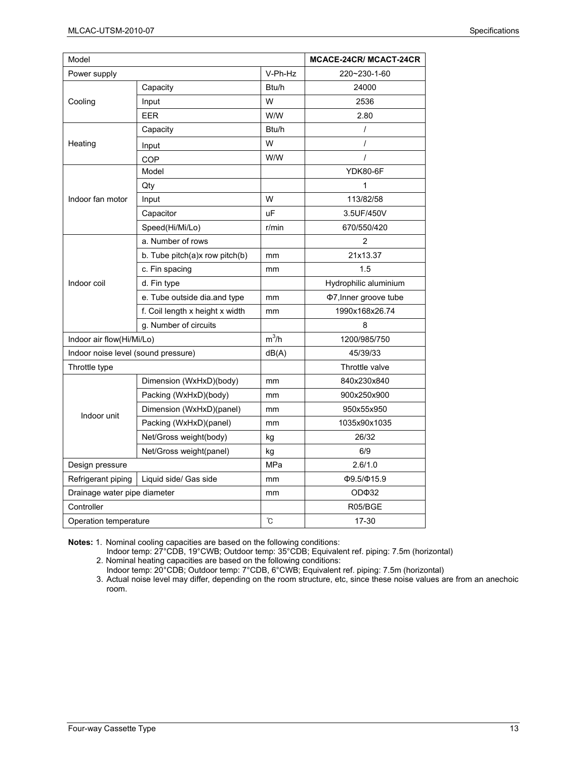| Model | | | MCACE-24CR/ MCACT-24CR |
|---|---|---|---|
| Power supply | | V-Ph-Hz | 220~230-1-60 |
| Cooling | Capacity | Btu/h | 24000 |
| | Input | W | 2536 |
| | EER | W/W | 2.80 |
| Heating | Capacity | Btu/h | / |
| | Input | W | / |
| | COP | W/W | / |
| Indoor fan motor | Model | | YDK80-6F |
| | Qty | | 1 |
| | Input | W | 113/82/58 |
| | Capacitor | uF | 3.5UF/450V |
| | Speed(Hi/Mi/Lo) | r/min | 670/550/420 |
| Indoor coil | a. Number of rows | | 2 |
| | b. Tube pitch(a)x row pitch(b) | mm | 21x13.37 |
| | c. Fin spacing | mm | 1.5 |
| | d. Fin type | | Hydrophilic aluminium |
| | e. Tube outside dia.and type | mm | Φ7,Inner groove tube |
| | f. Coil length x height x width | mm | 1990x168x26.74 |
| | g. Number of circuits | | 8 |
| Indoor air flow(Hi/Mi/Lo) | | $m^3/h$ | 1200/985/750 |
| Indoor noise level (sound pressure) | | dB(A) | 45/39/33 |
| Throttle type | | | Throttle valve |
| Indoor unit | Dimension (WxHxD)(body) | mm | 840x230x840 |
| | Packing (WxHxD)(body) | mm | 900x250x900 |
| | Dimension (WxHxD)(panel) | mm | 950x55x950 |
| | Packing (WxHxD)(panel) | mm | 1035x90x1035 |
| | Net/Gross weight(body) | kg | 26/32 |
| | Net/Gross weight(panel) | kg | 6/9 |
| Design pressure | | MPa | 2.6/1.0 |
| Refrigerant piping | Liquid side/ Gas side | mm | Φ9.5/Φ15.9 |
| Drainage water pipe diameter | | mm | ODΦ32 |
| Controller | | | R05/BGE |
| Operation temperature | | ℃ | 17-30 |

**Notes:** 1. Nominal cooling capacities are based on the following conditions:
Indoor temp: 27°CDB, 19°CWB; Outdoor temp: 35°CDB; Equivalent ref. piping: 7.5m (horizontal)
2. Nominal heating capacities are based on the following conditions:
Indoor temp: 20°CDB; Outdoor temp: 7°CDB, 6°CWB; Equivalent ref. piping: 7.5m (horizontal)
3. Actual noise level may differ, depending on the room structure, etc, since these noise values are from an anechoic room.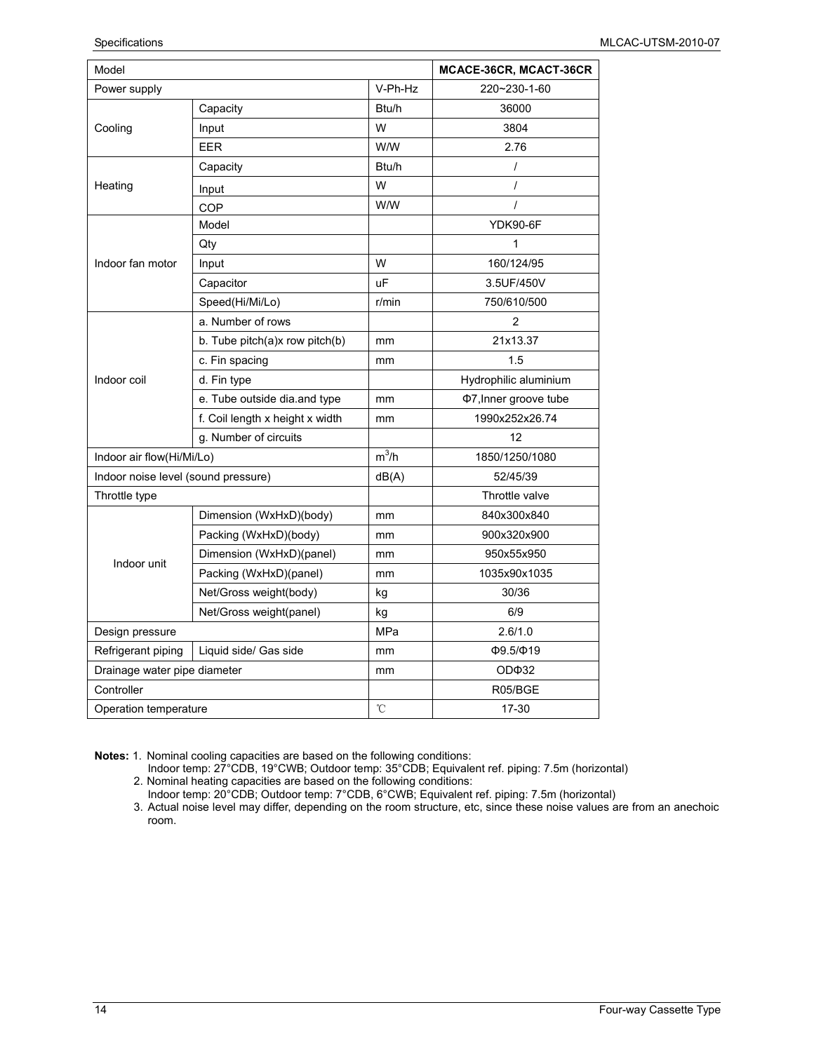| Model | | | MCACE-36CR, MCACT-36CR |
|---|---|---|---|
| Power supply | | V-Ph-Hz | 220~230-1-60 |
| Cooling | Capacity | Btu/h | 36000 |
| | Input | W | 3804 |
| | EER | W/W | 2.76 |
| Heating | Capacity | Btu/h | / |
| | Input | W | / |
| | COP | W/W | / |
| Indoor fan motor | Model | | YDK90-6F |
| | Qty | | 1 |
| | Input | W | 160/124/95 |
| | Capacitor | uF | 3.5UF/450V |
| | Speed(Hi/Mi/Lo) | r/min | 750/610/500 |
| Indoor coil | a. Number of rows | | 2 |
| | b. Tube pitch(a)x row pitch(b) | mm | 21x13.37 |
| | c. Fin spacing | mm | 1.5 |
| | d. Fin type | | Hydrophilic aluminium |
| | e. Tube outside dia.and type | mm | Φ7,Inner groove tube |
| | f. Coil length x height x width | mm | 1990x252x26.74 |
| | g. Number of circuits | | 12 |
| Indoor air flow(Hi/Mi/Lo) | | $m^3/h$ | 1850/1250/1080 |
| Indoor noise level (sound pressure) | | dB(A) | 52/45/39 |
| Throttle type | | | Throttle valve |
| Indoor unit | Dimension (WxHxD)(body) | mm | 840x300x840 |
| | Packing (WxHxD)(body) | mm | 900x320x900 |
| | Dimension (WxHxD)(panel) | mm | 950x55x950 |
| | Packing (WxHxD)(panel) | mm | 1035x90x1035 |
| | Net/Gross weight(body) | kg | 30/36 |
| | Net/Gross weight(panel) | kg | 6/9 |
| Design pressure | | MPa | 2.6/1.0 |
| Refrigerant piping | Liquid side/ Gas side | mm | Φ9.5/Φ19 |
| Drainage water pipe diameter | | mm | ODΦ32 |
| Controller | | | R05/BGE |
| Operation temperature | | ℃ | 17-30 |

**Notes:** 1. Nominal cooling capacities are based on the following conditions:
Indoor temp: 27°CDB, 19°CWB; Outdoor temp: 35°CDB; Equivalent ref. piping: 7.5m (horizontal)
2. Nominal heating capacities are based on the following conditions:
Indoor temp: 20°CDB; Outdoor temp: 7°CDB, 6°CWB; Equivalent ref. piping: 7.5m (horizontal)
3. Actual noise level may differ, depending on the room structure, etc, since these noise values are from an anechoic room.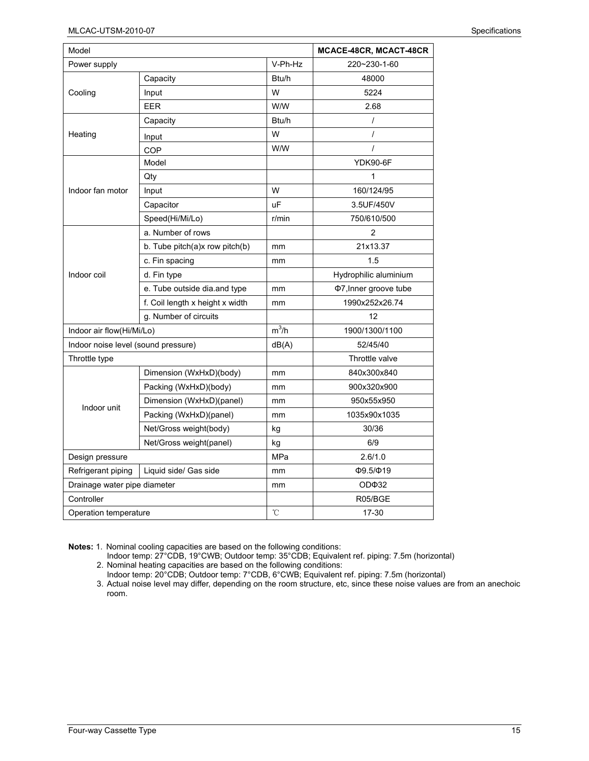| Model | | | MCACE-48CR, MCACT-48CR |
|---|---|---|---|
| Power supply | | V-Ph-Hz | 220~230-1-60 |
| Cooling | Capacity | Btu/h | 48000 |
| | Input | W | 5224 |
| | EER | W/W | 2.68 |
| Heating | Capacity | Btu/h | / |
| | Input | W | / |
| | COP | W/W | / |
| Indoor fan motor | Model | | YDK90-6F |
| | Qty | | 1 |
| | Input | W | 160/124/95 |
| | Capacitor | uF | 3.5UF/450V |
| | Speed(Hi/Mi/Lo) | r/min | 750/610/500 |
| Indoor coil | a. Number of rows | | 2 |
| | b. Tube pitch(a)x row pitch(b) | mm | 21x13.37 |
| | c. Fin spacing | mm | 1.5 |
| | d. Fin type | | Hydrophilic aluminium |
| | e. Tube outside dia.and type | mm | Φ7,Inner groove tube |
| | f. Coil length x height x width | mm | 1990x252x26.74 |
| | g. Number of circuits | | 12 |
| Indoor air flow(Hi/Mi/Lo) | | $m^3/h$ | 1900/1300/1100 |
| Indoor noise level (sound pressure) | | dB(A) | 52/45/40 |
| Throttle type | | | Throttle valve |
| Indoor unit | Dimension (WxHxD)(body) | mm | 840x300x840 |
| | Packing (WxHxD)(body) | mm | 900x320x900 |
| | Dimension (WxHxD)(panel) | mm | 950x55x950 |
| | Packing (WxHxD)(panel) | mm | 1035x90x1035 |
| | Net/Gross weight(body) | kg | 30/36 |
| | Net/Gross weight(panel) | kg | 6/9 |
| Design pressure | | MPa | 2.6/1.0 |
| Refrigerant piping | Liquid side/ Gas side | mm | Φ9.5/Φ19 |
| Drainage water pipe diameter | | mm | ODΦ32 |
| Controller | | | R05/BGE |
| Operation temperature | | ℃ | 17-30 |

**Notes:** 1. Nominal cooling capacities are based on the following conditions:
Indoor temp: 27°CDB, 19°CWB; Outdoor temp: 35°CDB; Equivalent ref. piping: 7.5m (horizontal)
2. Nominal heating capacities are based on the following conditions:
Indoor temp: 20°CDB; Outdoor temp: 7°CDB, 6°CWB; Equivalent ref. piping: 7.5m (horizontal)
3. Actual noise level may differ, depending on the room structure, etc, since these noise values are from an anechoic room.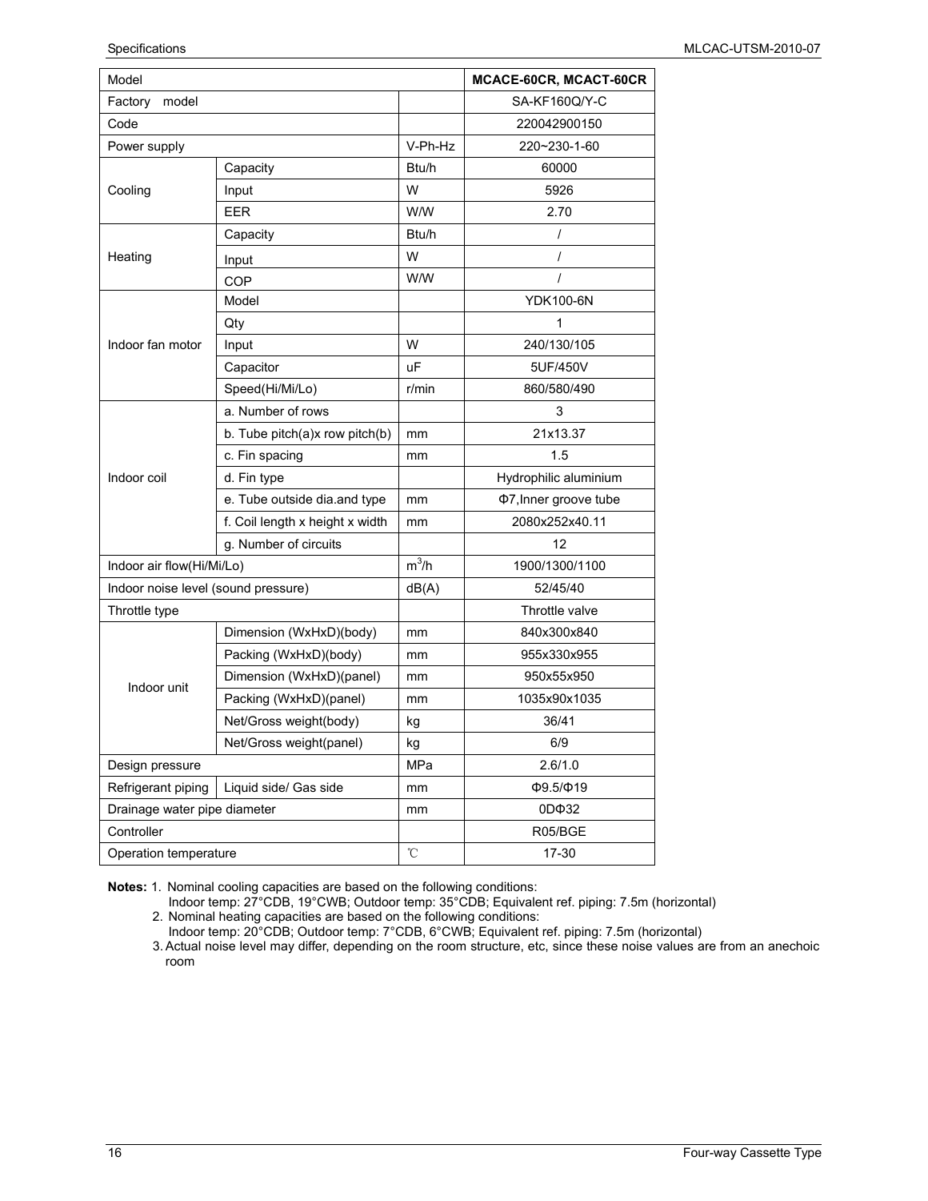| Model | | | MCACE-60CR, MCACT-60CR |
|---|---|---|---|
| Factory model | | | SA-KF160Q/Y-C |
| Code | | | 220042900150 |
| Power supply | | V-Ph-Hz | 220~230-1-60 |
| Cooling | Capacity | Btu/h | 60000 |
| | Input | W | 5926 |
| | EER | W/W | 2.70 |
| Heating | Capacity | Btu/h | / |
| | Input | W | / |
| | COP | W/W | / |
| Indoor fan motor | Model | | YDK100-6N |
| | Qty | | 1 |
| | Input | W | 240/130/105 |
| | Capacitor | uF | 5UF/450V |
| | Speed(Hi/Mi/Lo) | r/min | 860/580/490 |
| Indoor coil | a. Number of rows | | 3 |
| | b. Tube pitch(a)x row pitch(b) | mm | 21x13.37 |
| | c. Fin spacing | mm | 1.5 |
| | d. Fin type | | Hydrophilic aluminium |
| | e. Tube outside dia.and type | mm | Φ7,Inner groove tube |
| | f. Coil length x height x width | mm | 2080x252x40.11 |
| | g. Number of circuits | | 12 |
| Indoor air flow(Hi/Mi/Lo) | | $m^3/h$ | 1900/1300/1100 |
| Indoor noise level (sound pressure) | | dB(A) | 52/45/40 |
| Throttle type | | | Throttle valve |
| Indoor unit | Dimension (WxHxD)(body) | mm | 840x300x840 |
| | Packing (WxHxD)(body) | mm | 955x330x955 |
| | Dimension (WxHxD)(panel) | mm | 950x55x950 |
| | Packing (WxHxD)(panel) | mm | 1035x90x1035 |
| | Net/Gross weight(body) | kg | 36/41 |
| | Net/Gross weight(panel) | kg | 6/9 |
| Design pressure | | MPa | 2.6/1.0 |
| Refrigerant piping | Liquid side/ Gas side | mm | Φ9.5/Φ19 |
| Drainage water pipe diameter | | mm | 0DΦ32 |
| Controller | | | R05/BGE |
| Operation temperature | | ℃ | 17-30 |

**Notes:** 1. Nominal cooling capacities are based on the following conditions:
Indoor temp: 27°CDB, 19°CWB; Outdoor temp: 35°CDB; Equivalent ref. piping: 7.5m (horizontal)
2. Nominal heating capacities are based on the following conditions:
Indoor temp: 20°CDB; Outdoor temp: 7°CDB, 6°CWB; Equivalent ref. piping: 7.5m (horizontal)
3. Actual noise level may differ, depending on the room structure, etc, since these noise values are from an anechoic room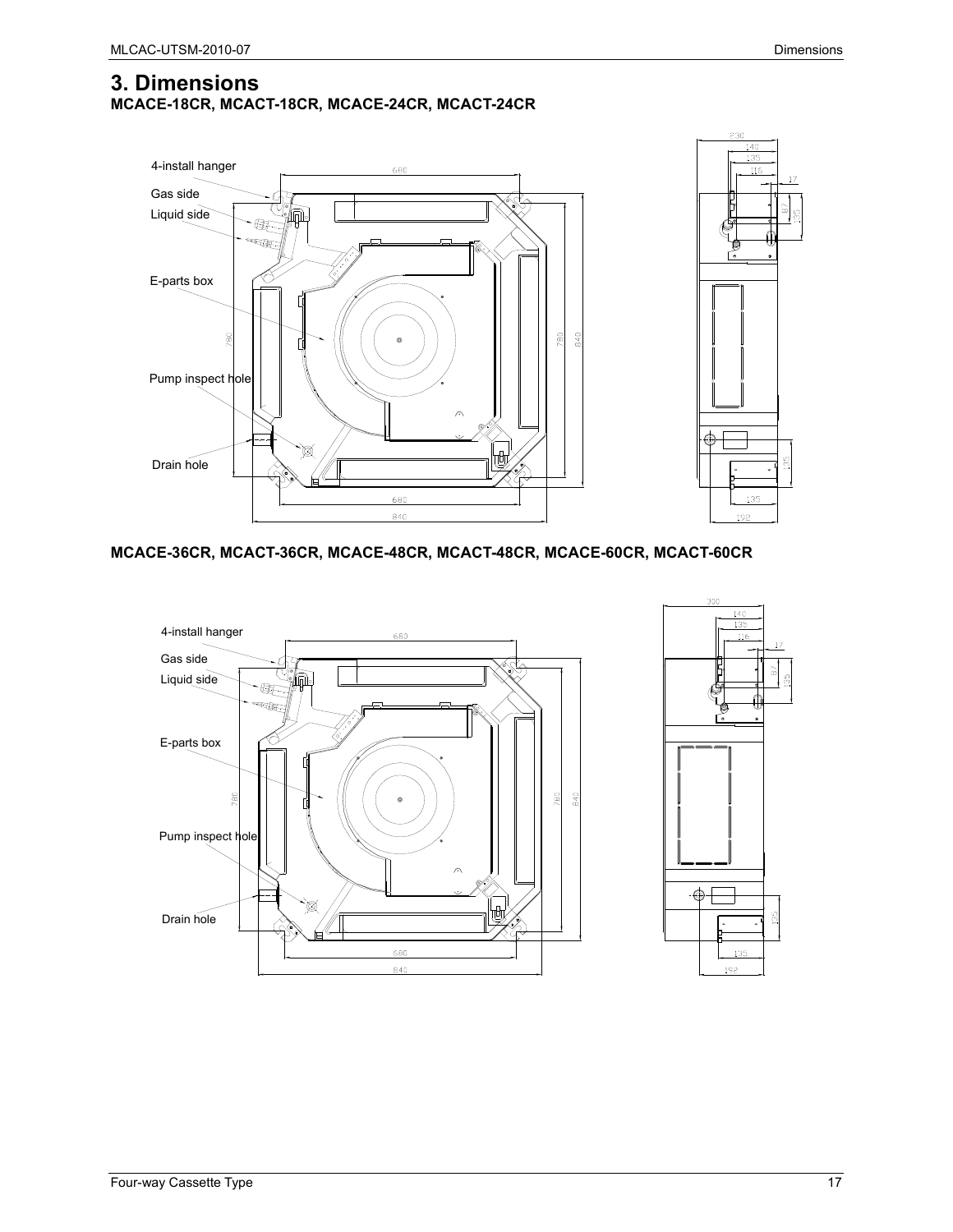# 3. Dimensions

**MCACE-18CR, MCACT-18CR, MCACE-24CR, MCACT-24CR**

4-install hanger

Gas side

Liquid side

E-parts box

Pump inspect hole

Drain hole

**MCACE-36CR, MCACT-36CR, MCACE-48CR, MCACT-48CR, MCACE-60CR, MCACT-60CR**

4-install hanger

Gas side

Liquid side

E-parts box

Pump inspect hole

Drain hole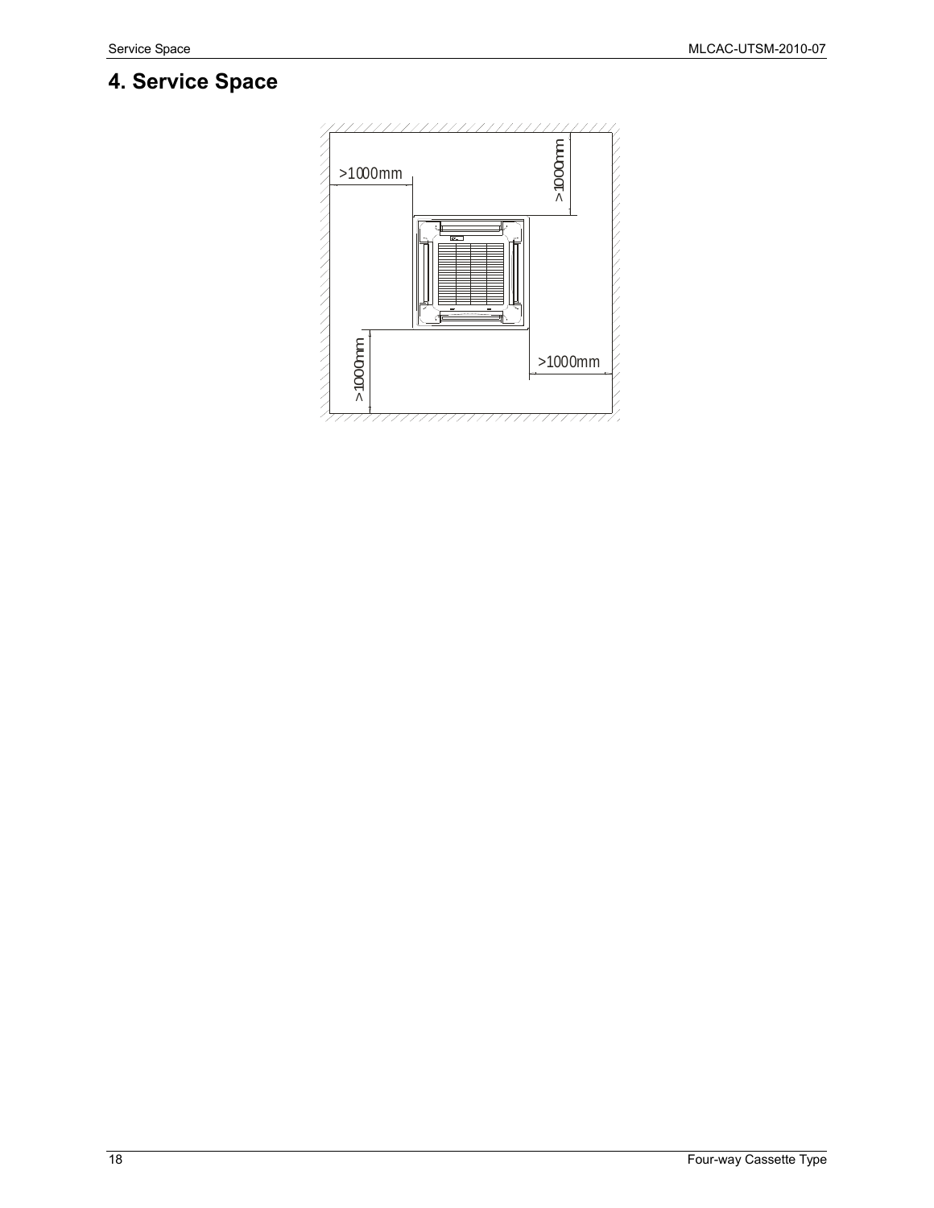# 4. Service Space

>1000mm

>1000mm

>1000mm

>1000mm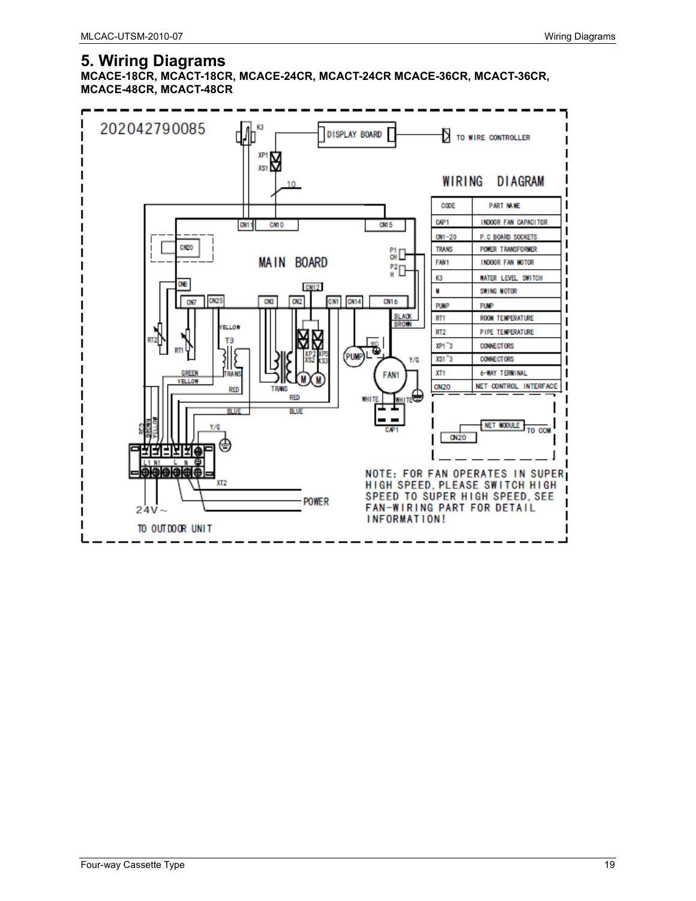# 5. Wiring Diagrams

**MCACE-18CR, MCACT-18CR, MCACE-24CR, MCACT-24CR MCACE-36CR, MCACT-36CR, MCACE-48CR, MCACT-48CR**

202042790085

WIRING DIAGRAM

| CODE | PART NAME |
|---|---|
| CAP1 | INDOOR FAN CAPACITOR |
| CN1-20 | P.C BOARD SOCKETS |
| TRANS | POWER TRANSFORMER |
| FAN1 | INDOOR FAN MOTOR |
| K3 | WATER LEVEL SWITCH |
| M | SWING MOTOR |
| PUMP | PUMP |
| RT1 | ROOM TEMPERATURE |
| RT2 | PIPE TEMPERATURE |
| XP1~3 | CONNECTORS |
| XS1~3 | CONNECTORS |
| XT1 | 6-WAY TERMINAL |
| CN20 | NET CONTROL INTERFACE |

NOTE: FOR FAN OPERATES IN SUPER HIGH SPEED, PLEASE SWITCH HIGH SPEED TO SUPER HIGH SPEED, SEE FAN-WIRING PART FOR DETAIL INFORMATION!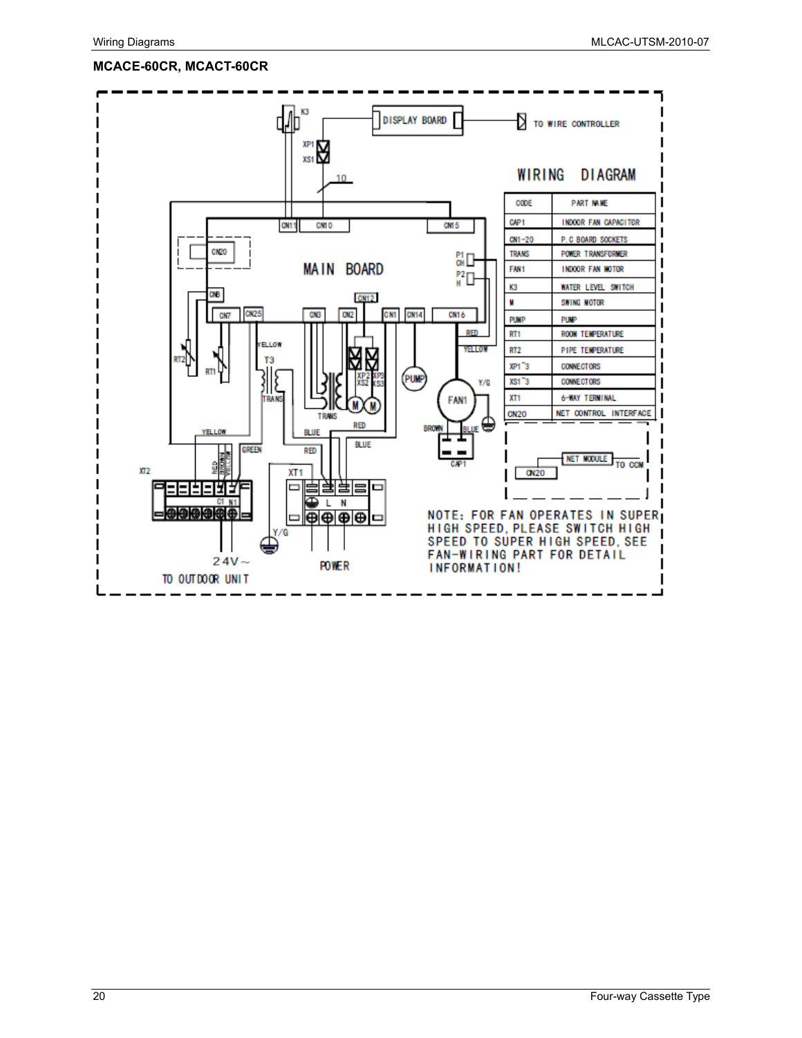## MCACE-60CR, MCACT-60CR

WIRING DIAGRAM

| CODE | PART NAME |
| --- | --- |
| CAP1 | INDOOR FAN CAPACITOR |
| CN1~20 | P.C BOARD SOCKETS |
| TRANS | POWER TRANSFORMER |
| FAN1 | INDOOR FAN MOTOR |
| K3 | WATER LEVEL SWITCH |
| M | SWING MOTOR |
| PUMP | PUMP |
| RT1 | ROOM TEMPERATURE |
| RT2 | PIPE TEMPERATURE |
| XP1~3 | CONNECTORS |
| XS1~3 | CONNECTORS |
| XT1 | 6-WAY TERMINAL |
| CN20 | NET CONTROL INTERFACE |

NOTE: FOR FAN OPERATES IN SUPER HIGH SPEED, PLEASE SWITCH HIGH SPEED TO SUPER HIGH SPEED, SEE FAN-WIRING PART FOR DETAIL INFORMATION!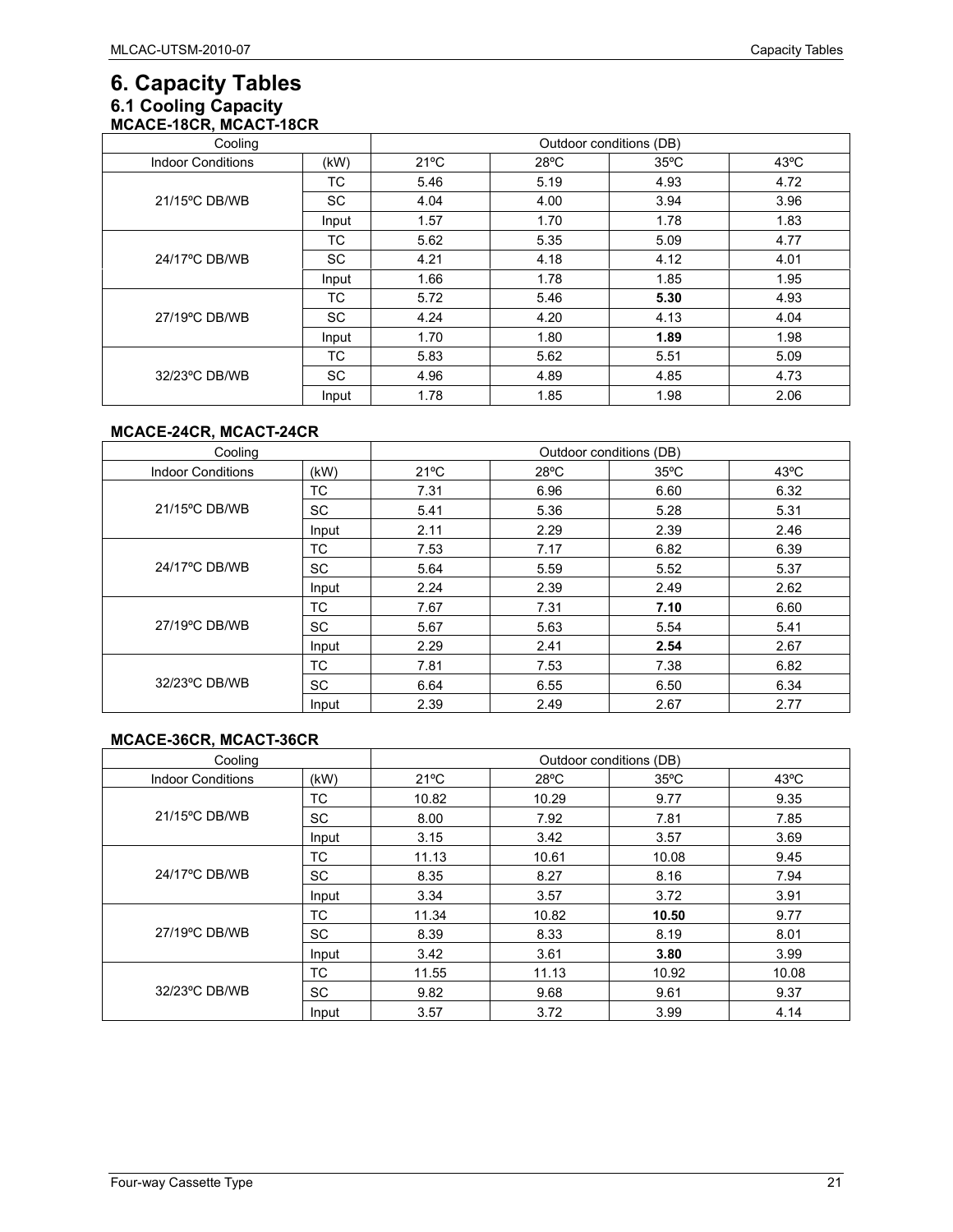# 6. Capacity Tables

## 6.1 Cooling Capacity

### MCACE-18CR, MCACT-18CR

| Cooling | | Outdoor conditions (DB) | | | |
|---|---|---|---|---|---|
| Indoor Conditions | (kW) | 21ºC | 28ºC | 35ºC | 43ºC |
| 21/15ºC DB/WB | TC | 5.46 | 5.19 | 4.93 | 4.72 |
| | SC | 4.04 | 4.00 | 3.94 | 3.96 |
| | Input | 1.57 | 1.70 | 1.78 | 1.83 |
| 24/17ºC DB/WB | TC | 5.62 | 5.35 | 5.09 | 4.77 |
| | SC | 4.21 | 4.18 | 4.12 | 4.01 |
| | Input | 1.66 | 1.78 | 1.85 | 1.95 |
| 27/19ºC DB/WB | TC | 5.72 | 5.46 | **5.30** | 4.93 |
| | SC | 4.24 | 4.20 | 4.13 | 4.04 |
| | Input | 1.70 | 1.80 | **1.89** | 1.98 |
| 32/23ºC DB/WB | TC | 5.83 | 5.62 | 5.51 | 5.09 |
| | SC | 4.96 | 4.89 | 4.85 | 4.73 |
| | Input | 1.78 | 1.85 | 1.98 | 2.06 |

### MCACE-24CR, MCACT-24CR

| Cooling | | Outdoor conditions (DB) | | | |
|---|---|---|---|---|---|
| Indoor Conditions | (kW) | 21ºC | 28ºC | 35ºC | 43ºC |
| 21/15ºC DB/WB | TC | 7.31 | 6.96 | 6.60 | 6.32 |
| | SC | 5.41 | 5.36 | 5.28 | 5.31 |
| | Input | 2.11 | 2.29 | 2.39 | 2.46 |
| 24/17ºC DB/WB | TC | 7.53 | 7.17 | 6.82 | 6.39 |
| | SC | 5.64 | 5.59 | 5.52 | 5.37 |
| | Input | 2.24 | 2.39 | 2.49 | 2.62 |
| 27/19ºC DB/WB | TC | 7.67 | 7.31 | **7.10** | 6.60 |
| | SC | 5.67 | 5.63 | 5.54 | 5.41 |
| | Input | 2.29 | 2.41 | **2.54** | 2.67 |
| 32/23ºC DB/WB | TC | 7.81 | 7.53 | 7.38 | 6.82 |
| | SC | 6.64 | 6.55 | 6.50 | 6.34 |
| | Input | 2.39 | 2.49 | 2.67 | 2.77 |

### MCACE-36CR, MCACT-36CR

| Cooling | | Outdoor conditions (DB) | | | |
|---|---|---|---|---|---|
| Indoor Conditions | (kW) | 21ºC | 28ºC | 35ºC | 43ºC |
| 21/15ºC DB/WB | TC | 10.82 | 10.29 | 9.77 | 9.35 |
| | SC | 8.00 | 7.92 | 7.81 | 7.85 |
| | Input | 3.15 | 3.42 | 3.57 | 3.69 |
| 24/17ºC DB/WB | TC | 11.13 | 10.61 | 10.08 | 9.45 |
| | SC | 8.35 | 8.27 | 8.16 | 7.94 |
| | Input | 3.34 | 3.57 | 3.72 | 3.91 |
| 27/19ºC DB/WB | TC | 11.34 | 10.82 | **10.50** | 9.77 |
| | SC | 8.39 | 8.33 | 8.19 | 8.01 |
| | Input | 3.42 | 3.61 | **3.80** | 3.99 |
| 32/23ºC DB/WB | TC | 11.55 | 11.13 | 10.92 | 10.08 |
| | SC | 9.82 | 9.68 | 9.61 | 9.37 |
| | Input | 3.57 | 3.72 | 3.99 | 4.14 |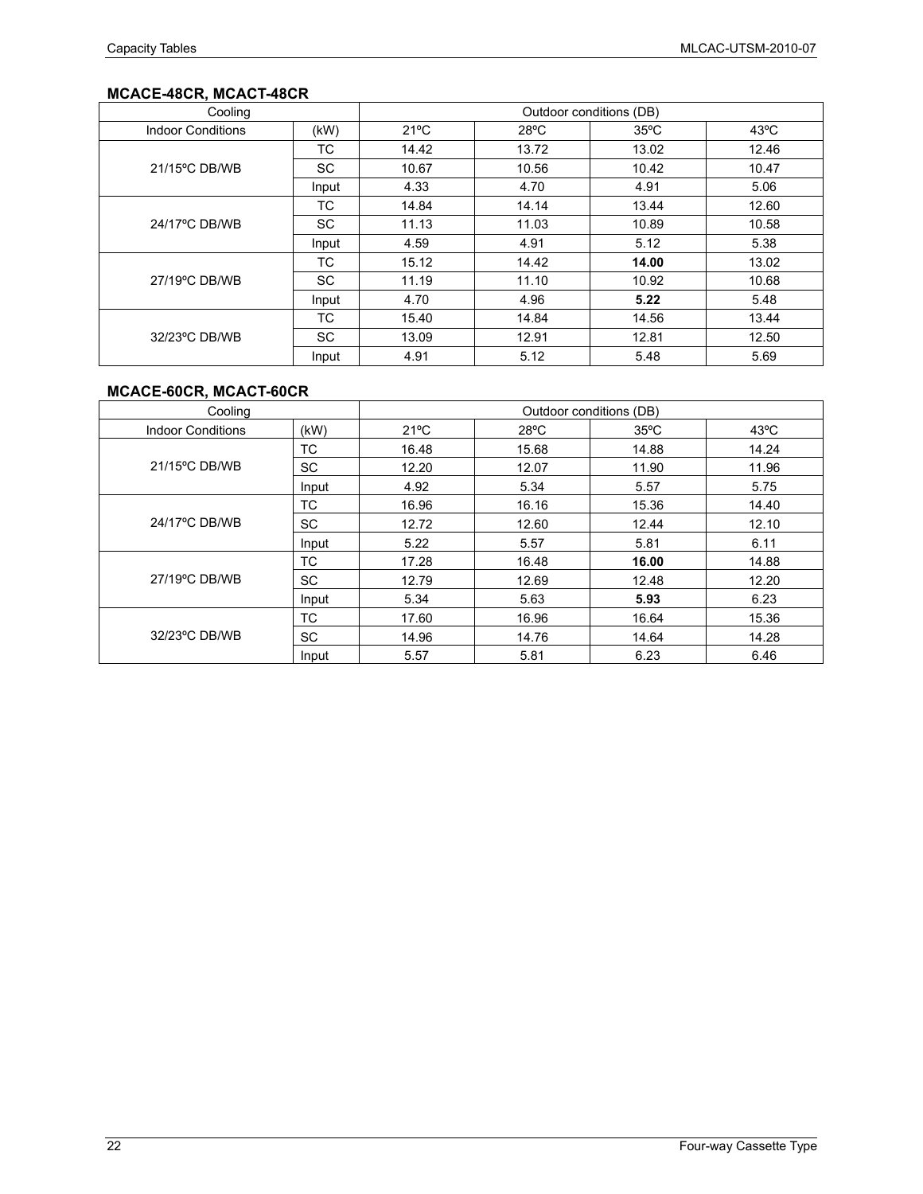### MCACE-48CR, MCACT-48CR

| Cooling | | Outdoor conditions (DB) | | | |
|---|---|---|---|---|---|
| Indoor Conditions | (kW) | 21ºC | 28ºC | 35ºC | 43ºC |
| 21/15ºC DB/WB | TC | 14.42 | 13.72 | 13.02 | 12.46 |
| | SC | 10.67 | 10.56 | 10.42 | 10.47 |
| | Input | 4.33 | 4.70 | 4.91 | 5.06 |
| 24/17ºC DB/WB | TC | 14.84 | 14.14 | 13.44 | 12.60 |
| | SC | 11.13 | 11.03 | 10.89 | 10.58 |
| | Input | 4.59 | 4.91 | 5.12 | 5.38 |
| 27/19ºC DB/WB | TC | 15.12 | 14.42 | **14.00** | 13.02 |
| | SC | 11.19 | 11.10 | 10.92 | 10.68 |
| | Input | 4.70 | 4.96 | **5.22** | 5.48 |
| 32/23ºC DB/WB | TC | 15.40 | 14.84 | 14.56 | 13.44 |
| | SC | 13.09 | 12.91 | 12.81 | 12.50 |
| | Input | 4.91 | 5.12 | 5.48 | 5.69 |

### MCACE-60CR, MCACT-60CR

| Cooling | | Outdoor conditions (DB) | | | |
|---|---|---|---|---|---|
| Indoor Conditions | (kW) | 21ºC | 28ºC | 35ºC | 43ºC |
| 21/15ºC DB/WB | TC | 16.48 | 15.68 | 14.88 | 14.24 |
| | SC | 12.20 | 12.07 | 11.90 | 11.96 |
| | Input | 4.92 | 5.34 | 5.57 | 5.75 |
| 24/17ºC DB/WB | TC | 16.96 | 16.16 | 15.36 | 14.40 |
| | SC | 12.72 | 12.60 | 12.44 | 12.10 |
| | Input | 5.22 | 5.57 | 5.81 | 6.11 |
| 27/19ºC DB/WB | TC | 17.28 | 16.48 | **16.00** | 14.88 |
| | SC | 12.79 | 12.69 | 12.48 | 12.20 |
| | Input | 5.34 | 5.63 | **5.93** | 6.23 |
| 32/23ºC DB/WB | TC | 17.60 | 16.96 | 16.64 | 15.36 |
| | SC | 14.96 | 14.76 | 14.64 | 14.28 |
| | Input | 5.57 | 5.81 | 6.23 | 6.46 |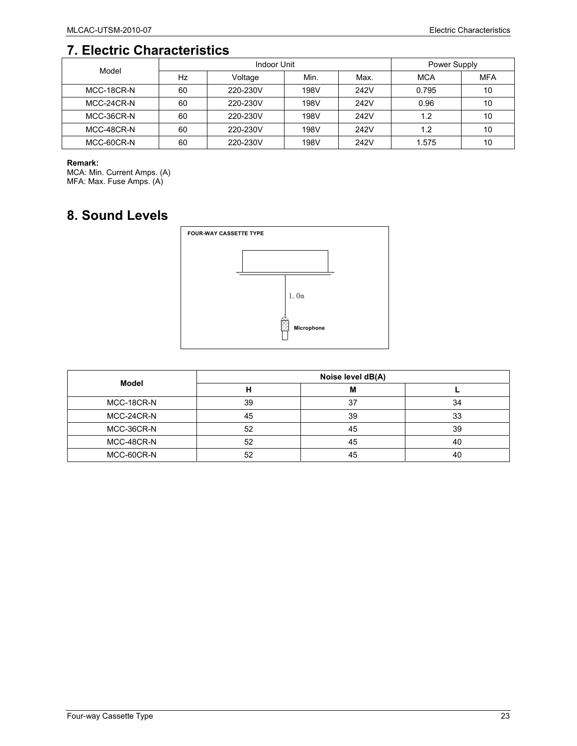## 7. Electric Characteristics

| Model | Indoor Unit | | | | Power Supply | |
|---|---|---|---|---|---|---|
| | Hz | Voltage | Min. | Max. | MCA | MFA |
| MCC-18CR-N | 60 | 220-230V | 198V | 242V | 0.795 | 10 |
| MCC-24CR-N | 60 | 220-230V | 198V | 242V | 0.96 | 10 |
| MCC-36CR-N | 60 | 220-230V | 198V | 242V | 1.2 | 10 |
| MCC-48CR-N | 60 | 220-230V | 198V | 242V | 1.2 | 10 |
| MCC-60CR-N | 60 | 220-230V | 198V | 242V | 1.575 | 10 |

**Remark:**
MCA: Min. Current Amps. (A)
MFA: Max. Fuse Amps. (A)

## 8. Sound Levels

FOUR-WAY CASSETTE TYPE

1.0m

Microphone

| Model | Noise level dB(A) | | |
|---|---|---|---|
| | H | M | L |
| MCC-18CR-N | 39 | 37 | 34 |
| MCC-24CR-N | 45 | 39 | 33 |
| MCC-36CR-N | 52 | 45 | 39 |
| MCC-48CR-N | 52 | 45 | 40 |
| MCC-60CR-N | 52 | 45 | 40 |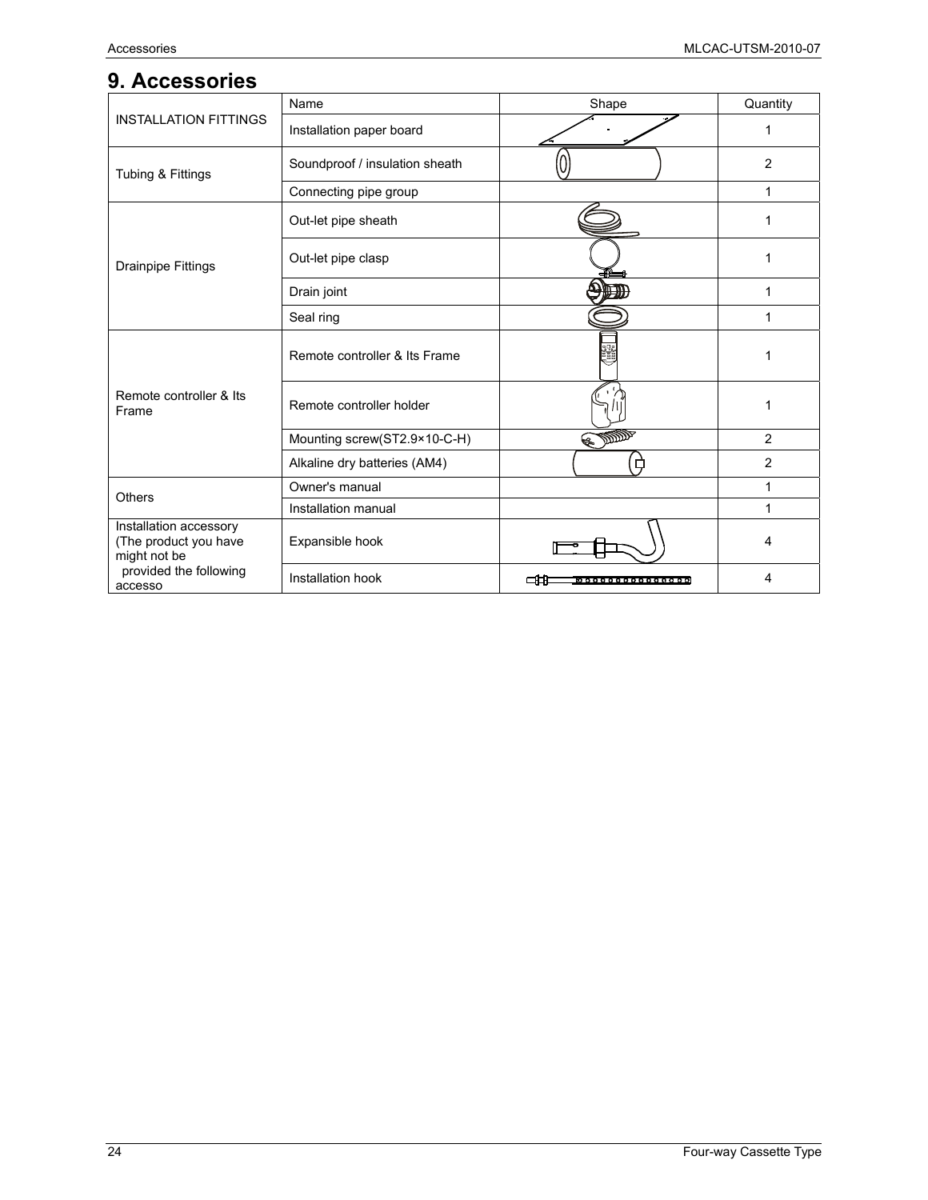# 9. Accessories

| | Name | Shape | Quantity |
|---|---|---|---|
| INSTALLATION FITTINGS | Installation paper board | | 1 |
| Tubing & Fittings | Soundproof / insulation sheath | | 2 |
| | Connecting pipe group | | 1 |
| Drainpipe Fittings | Out-let pipe sheath | | 1 |
| | Out-let pipe clasp | | 1 |
| | Drain joint | | 1 |
| | Seal ring | | 1 |
| Remote controller & Its Frame | Remote controller & Its Frame | | 1 |
| | Remote controller holder | | 1 |
| | Mounting screw(ST2.9×10-C-H) | | 2 |
| | Alkaline dry batteries (AM4) | | 2 |
| Others | Owner's manual | | 1 |
| | Installation manual | | 1 |
| Installation accessory (The product you have might not be provided the following accesso | Expansible hook | | 4 |
| | Installation hook | | 4 |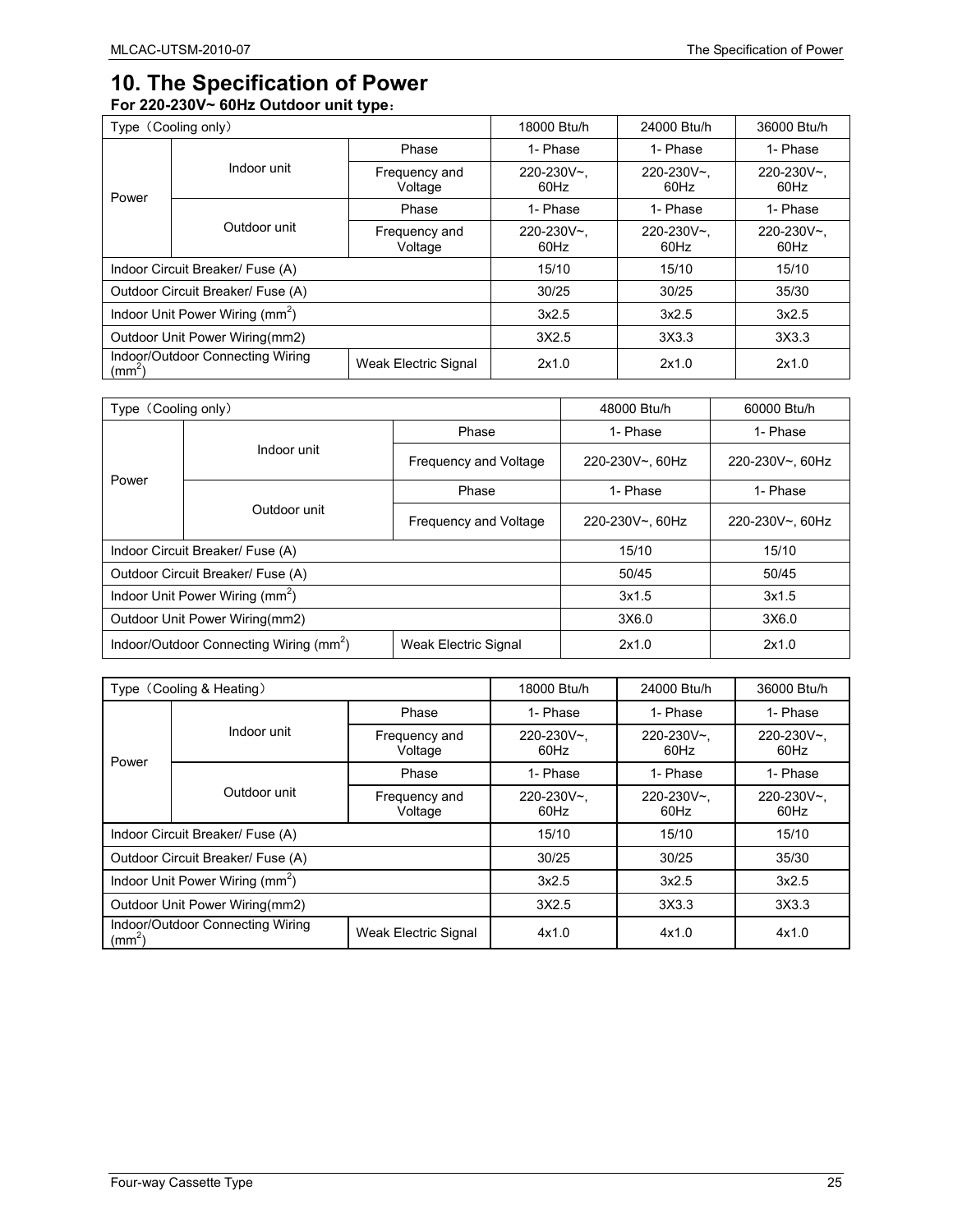# 10. The Specification of Power

**For 220-230V~ 60Hz Outdoor unit type：**

| Type（Cooling only） | | | 18000 Btu/h | 24000 Btu/h | 36000 Btu/h |
|---|---|---|---|---|---|
| Power | Indoor unit | Phase | 1- Phase | 1- Phase | 1- Phase |
| | | Frequency and Voltage | 220-230V~, 60Hz | 220-230V~, 60Hz | 220-230V~, 60Hz |
| | Outdoor unit | Phase | 1- Phase | 1- Phase | 1- Phase |
| | | Frequency and Voltage | 220-230V~, 60Hz | 220-230V~, 60Hz | 220-230V~, 60Hz |
| Indoor Circuit Breaker/ Fuse (A) | | | 15/10 | 15/10 | 15/10 |
| Outdoor Circuit Breaker/ Fuse (A) | | | 30/25 | 30/25 | 35/30 |
| Indoor Unit Power Wiring ($mm^2$) | | | 3x2.5 | 3x2.5 | 3x2.5 |
| Outdoor Unit Power Wiring(mm2) | | | 3X2.5 | 3X3.3 | 3X3.3 |
| Indoor/Outdoor Connecting Wiring ($mm^2$) | | Weak Electric Signal | 2x1.0 | 2x1.0 | 2x1.0 |

| Type（Cooling only） | | | 48000 Btu/h | 60000 Btu/h |
|---|---|---|---|---|
| Power | Indoor unit | Phase | 1- Phase | 1- Phase |
| | | Frequency and Voltage | 220-230V~, 60Hz | 220-230V~, 60Hz |
| | Outdoor unit | Phase | 1- Phase | 1- Phase |
| | | Frequency and Voltage | 220-230V~, 60Hz | 220-230V~, 60Hz |
| Indoor Circuit Breaker/ Fuse (A) | | | 15/10 | 15/10 |
| Outdoor Circuit Breaker/ Fuse (A) | | | 50/45 | 50/45 |
| Indoor Unit Power Wiring ($mm^2$) | | | 3x1.5 | 3x1.5 |
| Outdoor Unit Power Wiring(mm2) | | | 3X6.0 | 3X6.0 |
| Indoor/Outdoor Connecting Wiring ($mm^2$) | | Weak Electric Signal | 2x1.0 | 2x1.0 |

| Type（Cooling & Heating） | | | 18000 Btu/h | 24000 Btu/h | 36000 Btu/h |
|---|---|---|---|---|---|
| Power | Indoor unit | Phase | 1- Phase | 1- Phase | 1- Phase |
| | | Frequency and Voltage | 220-230V~, 60Hz | 220-230V~, 60Hz | 220-230V~, 60Hz |
| | Outdoor unit | Phase | 1- Phase | 1- Phase | 1- Phase |
| | | Frequency and Voltage | 220-230V~, 60Hz | 220-230V~, 60Hz | 220-230V~, 60Hz |
| Indoor Circuit Breaker/ Fuse (A) | | | 15/10 | 15/10 | 15/10 |
| Outdoor Circuit Breaker/ Fuse (A) | | | 30/25 | 30/25 | 35/30 |
| Indoor Unit Power Wiring ($mm^2$) | | | 3x2.5 | 3x2.5 | 3x2.5 |
| Outdoor Unit Power Wiring(mm2) | | | 3X2.5 | 3X3.3 | 3X3.3 |
| Indoor/Outdoor Connecting Wiring ($mm^2$) | | Weak Electric Signal | 4x1.0 | 4x1.0 | 4x1.0 |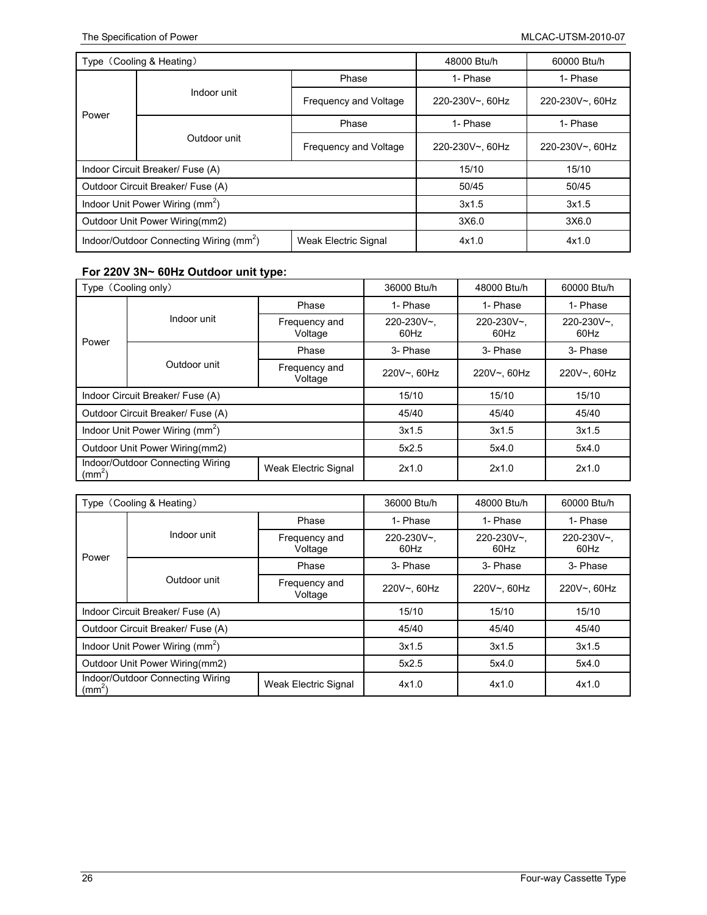| Type（Cooling & Heating） | | | 48000 Btu/h | 60000 Btu/h |
|---|---|---|---|---|
| Power | Indoor unit | Phase | 1- Phase | 1- Phase |
| | | Frequency and Voltage | 220-230V~, 60Hz | 220-230V~, 60Hz |
| | Outdoor unit | Phase | 1- Phase | 1- Phase |
| | | Frequency and Voltage | 220-230V~, 60Hz | 220-230V~, 60Hz |
| Indoor Circuit Breaker/ Fuse (A) | | | 15/10 | 15/10 |
| Outdoor Circuit Breaker/ Fuse (A) | | | 50/45 | 50/45 |
| Indoor Unit Power Wiring ($mm^2$) | | | 3x1.5 | 3x1.5 |
| Outdoor Unit Power Wiring(mm2) | | | 3X6.0 | 3X6.0 |
| Indoor/Outdoor Connecting Wiring ($mm^2$) | | Weak Electric Signal | 4x1.0 | 4x1.0 |

**For 220V 3N~ 60Hz Outdoor unit type:**

| Type（Cooling only） | | | 36000 Btu/h | 48000 Btu/h | 60000 Btu/h |
|---|---|---|---|---|---|
| Power | Indoor unit | Phase | 1- Phase | 1- Phase | 1- Phase |
| | | Frequency and Voltage | 220-230V~, 60Hz | 220-230V~, 60Hz | 220-230V~, 60Hz |
| | Outdoor unit | Phase | 3- Phase | 3- Phase | 3- Phase |
| | | Frequency and Voltage | 220V~, 60Hz | 220V~, 60Hz | 220V~, 60Hz |
| Indoor Circuit Breaker/ Fuse (A) | | | 15/10 | 15/10 | 15/10 |
| Outdoor Circuit Breaker/ Fuse (A) | | | 45/40 | 45/40 | 45/40 |
| Indoor Unit Power Wiring ($mm^2$) | | | 3x1.5 | 3x1.5 | 3x1.5 |
| Outdoor Unit Power Wiring(mm2) | | | 5x2.5 | 5x4.0 | 5x4.0 |
| Indoor/Outdoor Connecting Wiring ($mm^2$) | | Weak Electric Signal | 2x1.0 | 2x1.0 | 2x1.0 |

| Type（Cooling & Heating） | | | 36000 Btu/h | 48000 Btu/h | 60000 Btu/h |
|---|---|---|---|---|---|
| Power | Indoor unit | Phase | 1- Phase | 1- Phase | 1- Phase |
| | | Frequency and Voltage | 220-230V~, 60Hz | 220-230V~, 60Hz | 220-230V~, 60Hz |
| | Outdoor unit | Phase | 3- Phase | 3- Phase | 3- Phase |
| | | Frequency and Voltage | 220V~, 60Hz | 220V~, 60Hz | 220V~, 60Hz |
| Indoor Circuit Breaker/ Fuse (A) | | | 15/10 | 15/10 | 15/10 |
| Outdoor Circuit Breaker/ Fuse (A) | | | 45/40 | 45/40 | 45/40 |
| Indoor Unit Power Wiring ($mm^2$) | | | 3x1.5 | 3x1.5 | 3x1.5 |
| Outdoor Unit Power Wiring(mm2) | | | 5x2.5 | 5x4.0 | 5x4.0 |
| Indoor/Outdoor Connecting Wiring ($mm^2$) | | Weak Electric Signal | 4x1.0 | 4x1.0 | 4x1.0 |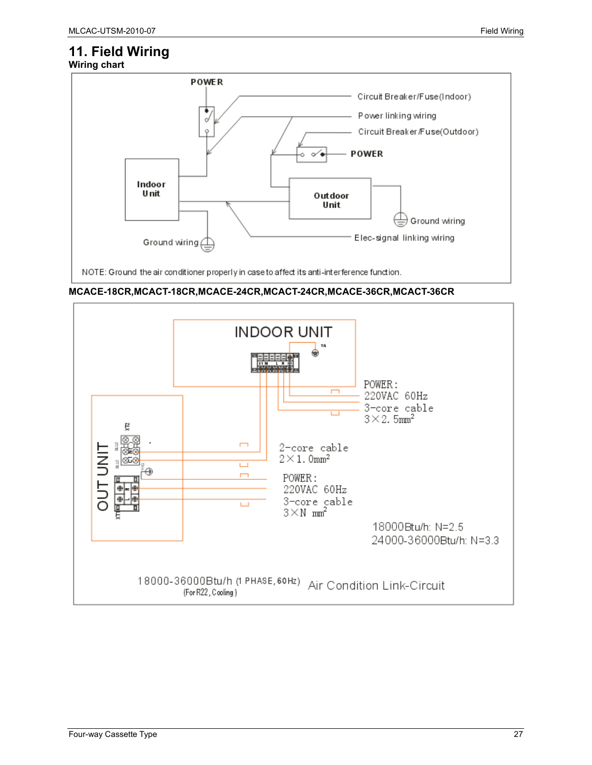# 11. Field Wiring

## Wiring chart

POWER

Circuit Breaker/Fuse(Indoor)

Power linking wiring

Circuit Breaker/Fuse(Outdoor)

POWER

Indoor Unit

Outdoor Unit

Ground wiring

Ground wiring

Elec-signal linking wiring

NOTE: Ground the air conditioner properly in case to affect its anti-interference function.

**MCACE-18CR,MCACT-18CR,MCACE-24CR,MCACT-24CR,MCACE-36CR,MCACT-36CR**

INDOOR UNIT

OUT UNIT

POWER: 220VAC 60Hz 3-core cable $3\times2.5mm^2$

2-core cable $2\times1.0mm^2$

POWER: 220VAC 60Hz 3-core cable $3\times N\ mm^2$

18000Btu/h: N=2.5

24000-36000Btu/h: N=3.3

18000-36000Btu/h (1 PHASE, 60Hz) (For R22, Cooling) Air Condition Link-Circuit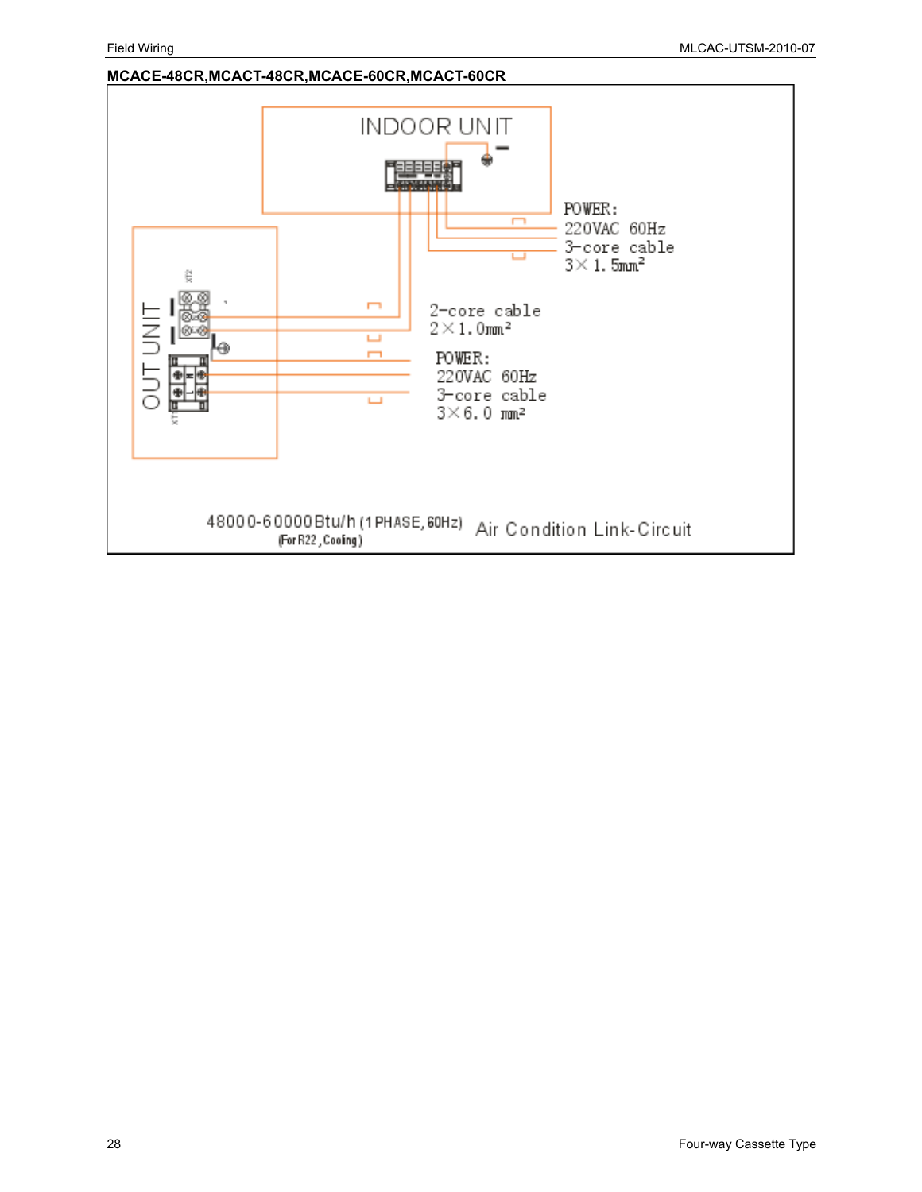**MCACE-48CR,MCACT-48CR,MCACE-60CR,MCACT-60CR**

INDOOR UNIT

POWER:
220VAC 60Hz
3-core cable
3×1.5mm²

OUT UNIT

2-core cable
2×1.0mm²

POWER:
220VAC 60Hz
3-core cable
3×6.0 mm²

48000-60000Btu/h (1 PHASE, 60Hz) Air Condition Link-Circuit
(For R22, Cooling)